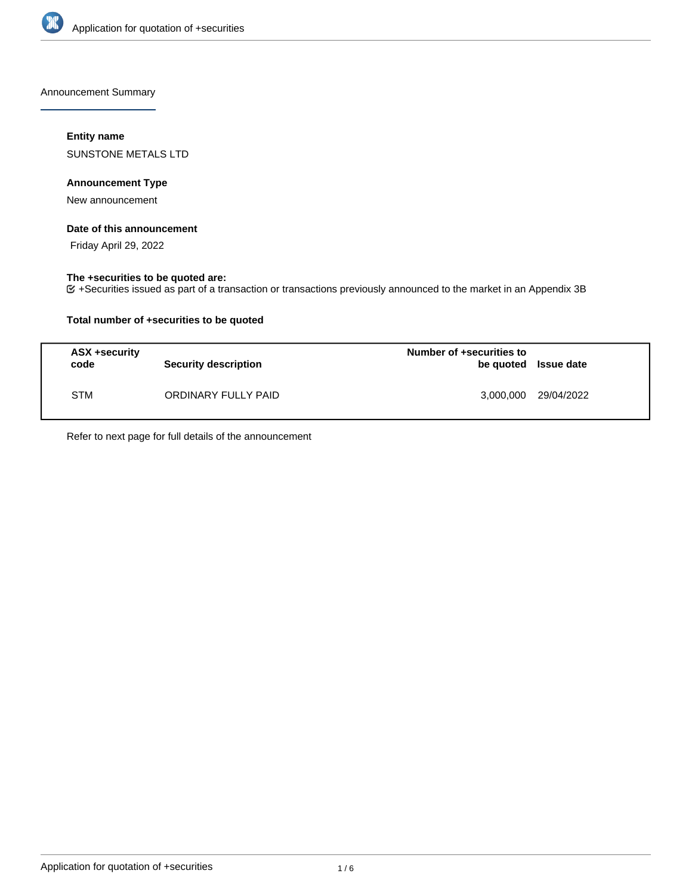Announcement Summary

**Entity name**

SUNSTONE METALS LTD

**Announcement Type**

New announcement

**Date of this announcement**

Friday April 29, 2022

**The +securities to be quoted are:**

+Securities issued as part of a transaction or transactions previously announced to the market in an Appendix 3B

**Total number of +securities to be quoted**

| ASX +security code | Security description | Number of +securities to be quoted | Issue date |
|---|---|---|---|
| STM | ORDINARY FULLY PAID | 3,000,000 | 29/04/2022 |

Refer to next page for full details of the announcement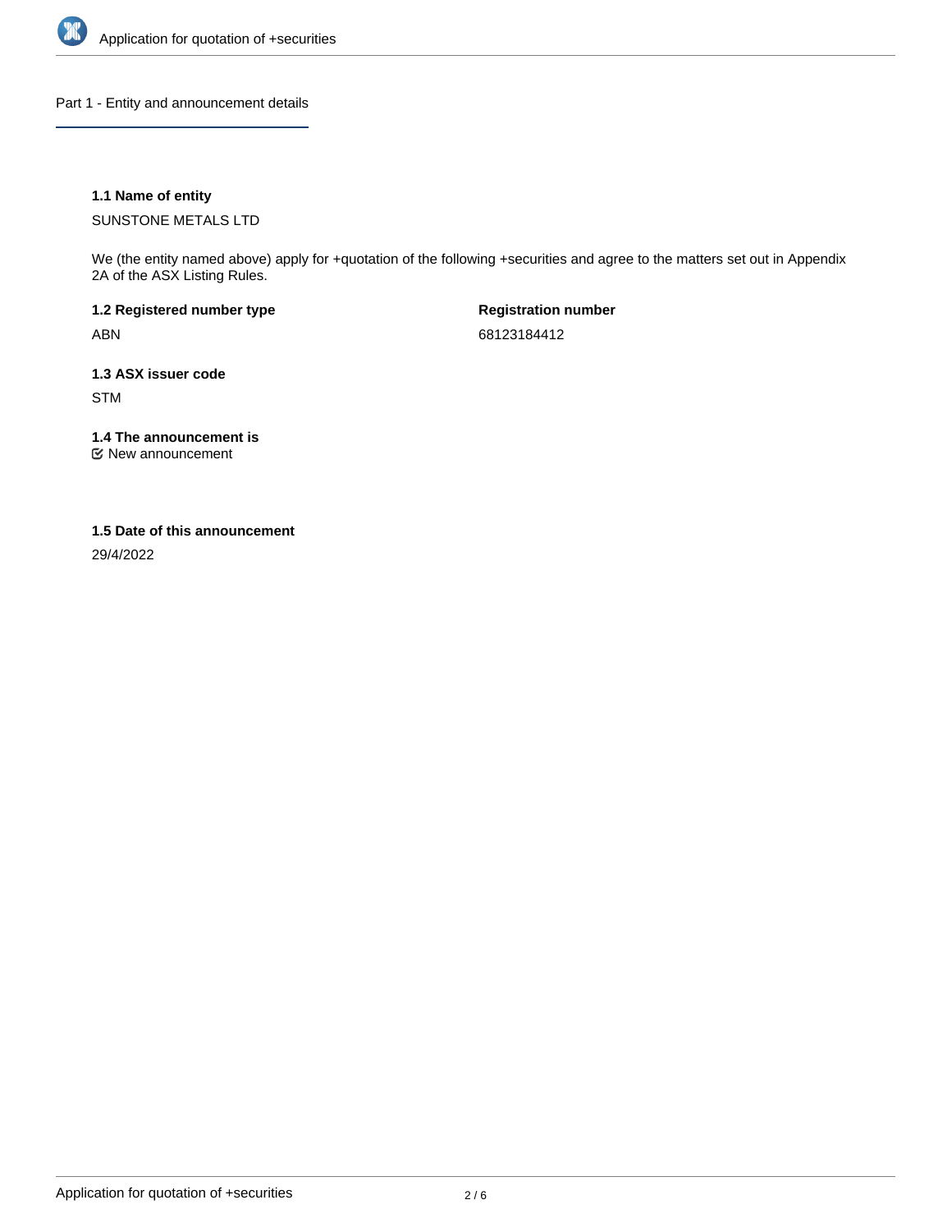## Part 1 - Entity and announcement details

### 1.1 Name of entity

SUNSTONE METALS LTD

We (the entity named above) apply for +quotation of the following +securities and agree to the matters set out in Appendix 2A of the ASX Listing Rules.

**1.2 Registered number type**

ABN

**Registration number**

68123184412

### 1.3 ASX issuer code

STM

### 1.4 The announcement is

☑ New announcement

### 1.5 Date of this announcement

29/4/2022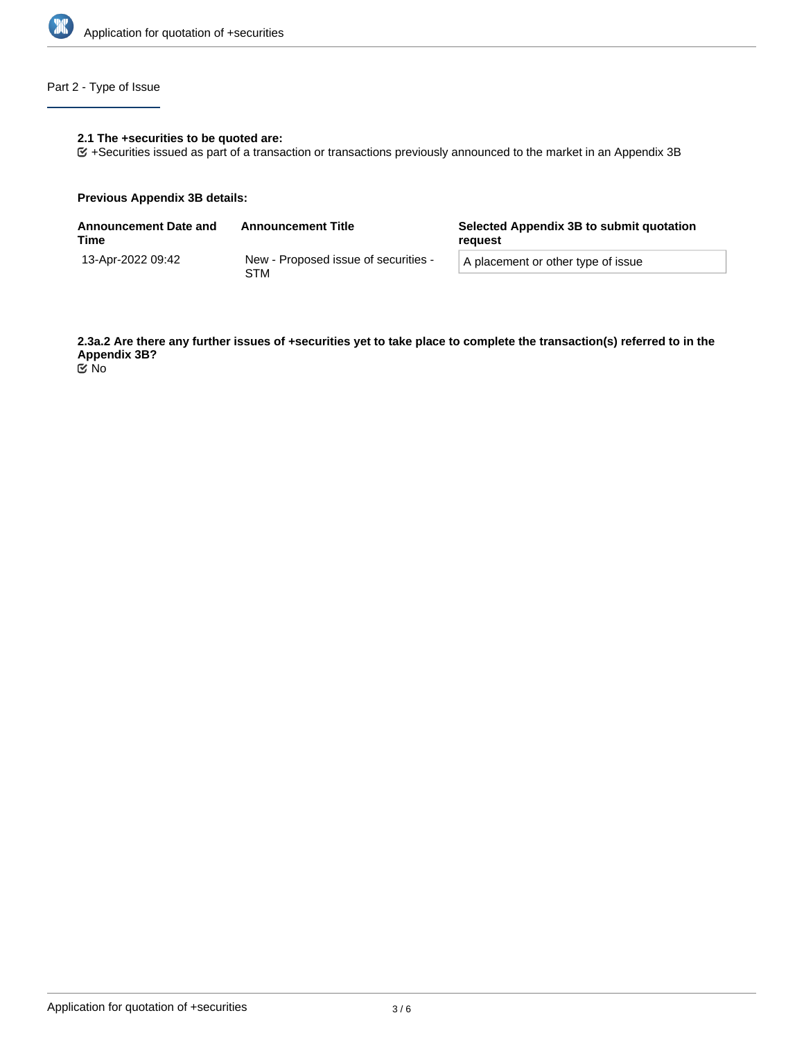## Part 2 - Type of Issue

**2.1 The +securities to be quoted are:**

☑ +Securities issued as part of a transaction or transactions previously announced to the market in an Appendix 3B

**Previous Appendix 3B details:**

| Announcement Date and Time | Announcement Title | Selected Appendix 3B to submit quotation request |
|---|---|---|
| 13-Apr-2022 09:42 | New - Proposed issue of securities - STM | A placement or other type of issue |

**2.3a.2 Are there any further issues of +securities yet to take place to complete the transaction(s) referred to in the Appendix 3B?**

☑ No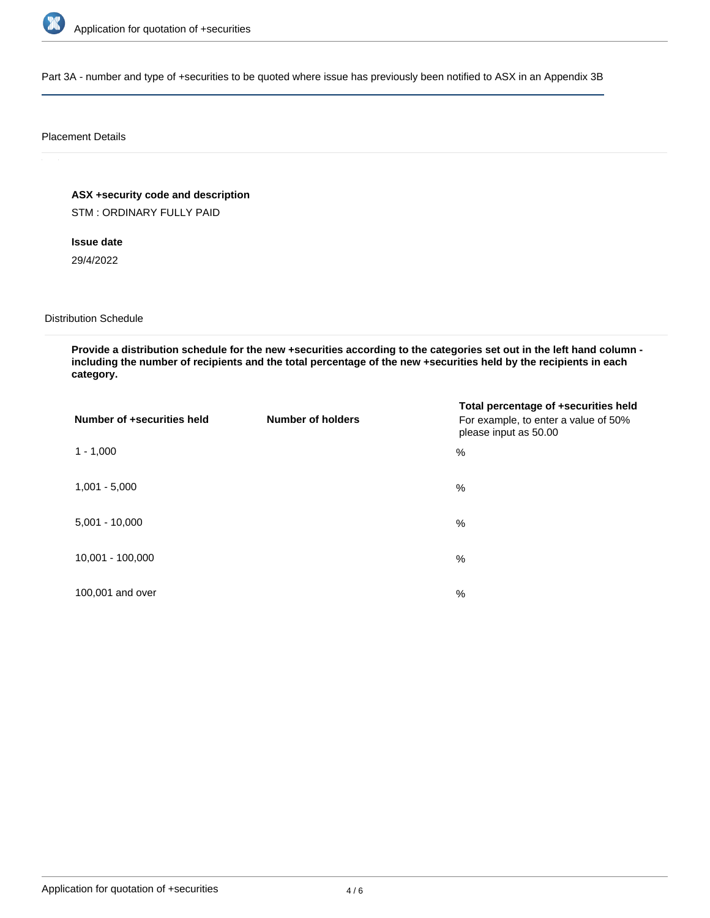Part 3A - number and type of +securities to be quoted where issue has previously been notified to ASX in an Appendix 3B

Placement Details

**ASX +security code and description**

STM : ORDINARY FULLY PAID

**Issue date**

29/4/2022

Distribution Schedule

**Provide a distribution schedule for the new +securities according to the categories set out in the left hand column - including the number of recipients and the total percentage of the new +securities held by the recipients in each category.**

| Number of +securities held | Number of holders | Total percentage of +securities held For example, to enter a value of 50% please input as 50.00 |
| --- | --- | --- |
| 1 - 1,000 | | % |
| 1,001 - 5,000 | | % |
| 5,001 - 10,000 | | % |
| 10,001 - 100,000 | | % |
| 100,001 and over | | % |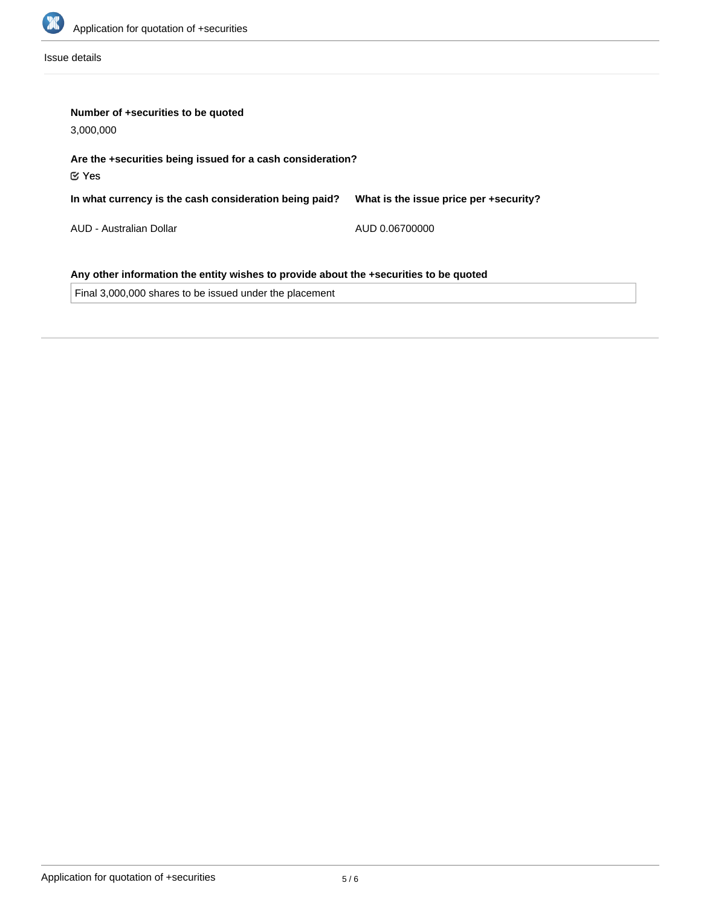Issue details

**Number of +securities to be quoted**

3,000,000

**Are the +securities being issued for a cash consideration?**

☑ Yes

| In what currency is the cash consideration being paid? | What is the issue price per +security? |
| --- | --- |
| AUD - Australian Dollar | AUD 0.06700000 |

**Any other information the entity wishes to provide about the +securities to be quoted**

Final 3,000,000 shares to be issued under the placement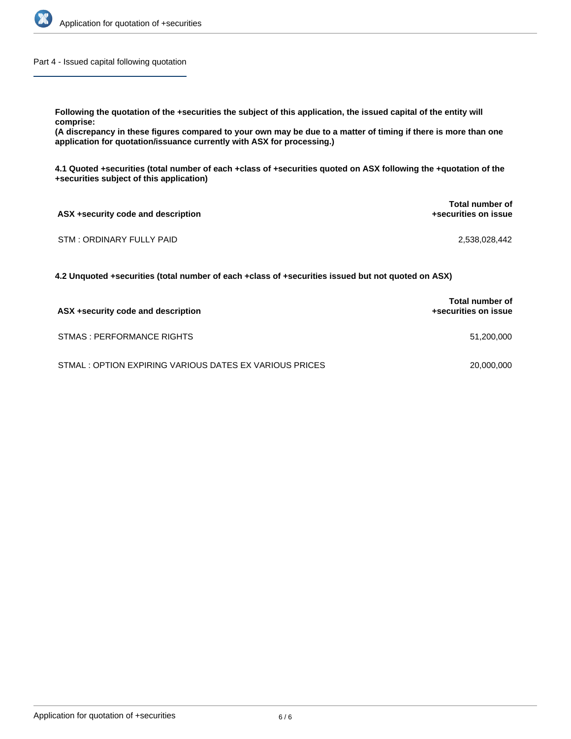## Part 4 - Issued capital following quotation

**Following the quotation of the +securities the subject of this application, the issued capital of the entity will comprise:**
**(A discrepancy in these figures compared to your own may be due to a matter of timing if there is more than one application for quotation/issuance currently with ASX for processing.)**

**4.1 Quoted +securities (total number of each +class of +securities quoted on ASX following the +quotation of the +securities subject of this application)**

| ASX +security code and description | Total number of +securities on issue |
|---|---|
| STM : ORDINARY FULLY PAID | 2,538,028,442 |

**4.2 Unquoted +securities (total number of each +class of +securities issued but not quoted on ASX)**

| ASX +security code and description | Total number of +securities on issue |
|---|---|
| STMAS : PERFORMANCE RIGHTS | 51,200,000 |
| STMAL : OPTION EXPIRING VARIOUS DATES EX VARIOUS PRICES | 20,000,000 |